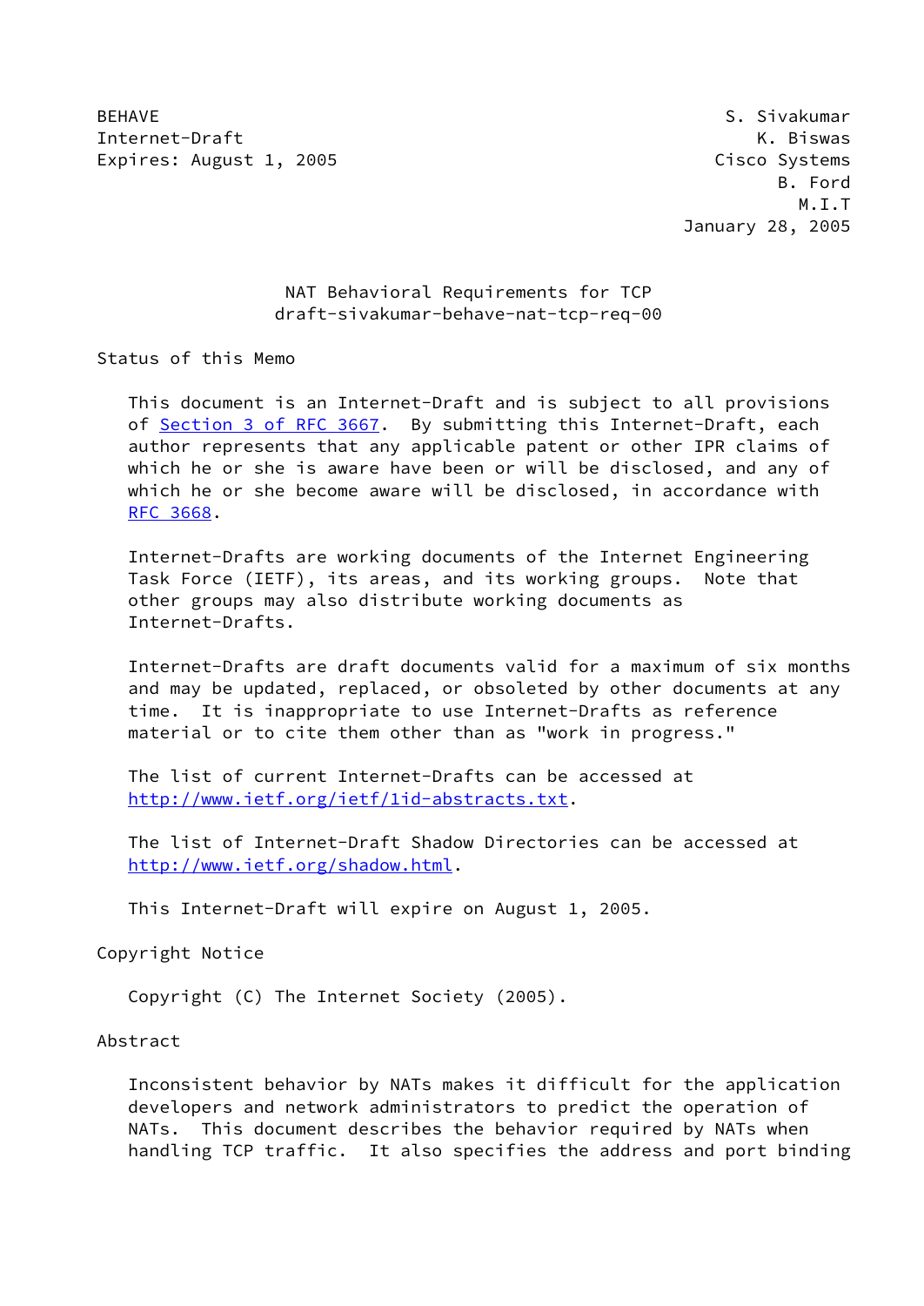BEHAVE S. Sivakumar
Internet-Draft K. Biswas
Expires: August 1, 2005 Cisco Systems
B. Ford
M.I.T
January 28, 2005

# NAT Behavioral Requirements for TCP
draft-sivakumar-behave-nat-tcp-req-00

## Status of this Memo

This document is an Internet-Draft and is subject to all provisions of Section 3 of RFC 3667. By submitting this Internet-Draft, each author represents that any applicable patent or other IPR claims of which he or she is aware have been or will be disclosed, and any of which he or she become aware will be disclosed, in accordance with RFC 3668.

Internet-Drafts are working documents of the Internet Engineering Task Force (IETF), its areas, and its working groups. Note that other groups may also distribute working documents as Internet-Drafts.

Internet-Drafts are draft documents valid for a maximum of six months and may be updated, replaced, or obsoleted by other documents at any time. It is inappropriate to use Internet-Drafts as reference material or to cite them other than as "work in progress."

The list of current Internet-Drafts can be accessed at http://www.ietf.org/ietf/1id-abstracts.txt.

The list of Internet-Draft Shadow Directories can be accessed at http://www.ietf.org/shadow.html.

This Internet-Draft will expire on August 1, 2005.

## Copyright Notice

Copyright (C) The Internet Society (2005).

## Abstract

Inconsistent behavior by NATs makes it difficult for the application developers and network administrators to predict the operation of NATs. This document describes the behavior required by NATs when handling TCP traffic. It also specifies the address and port binding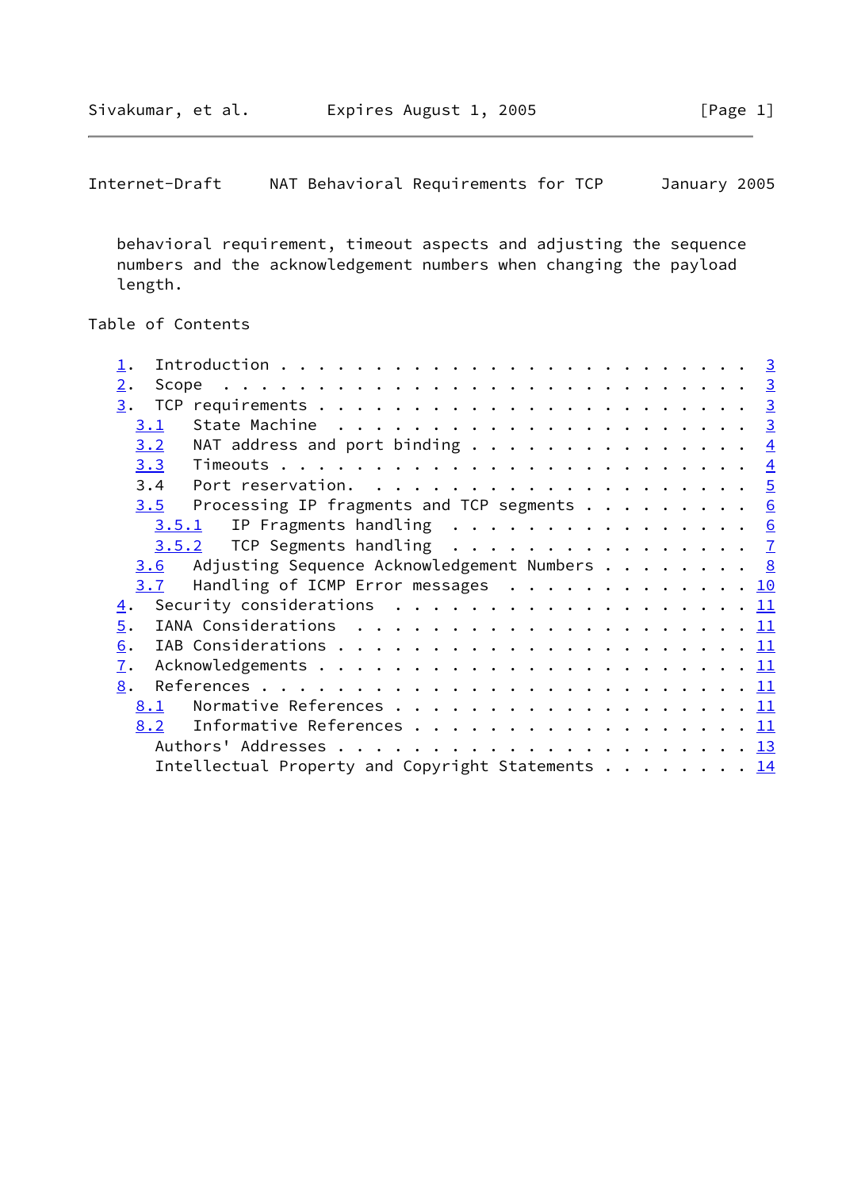behavioral requirement, timeout aspects and adjusting the sequence numbers and the acknowledgement numbers when changing the payload length.

## Table of Contents

```
   1.  Introduction . . . . . . . . . . . . . . . . . . . . . . . .  3
   2.  Scope  . . . . . . . . . . . . . . . . . . . . . . . . . . .  3
   3.  TCP requirements . . . . . . . . . . . . . . . . . . . . . .  3
     3.1   State Machine  . . . . . . . . . . . . . . . . . . . . .  3
     3.2   NAT address and port binding . . . . . . . . . . . . . .  4
     3.3   Timeouts . . . . . . . . . . . . . . . . . . . . . . . .  4
     3.4   Port reservation.  . . . . . . . . . . . . . . . . . . .  5
     3.5   Processing IP fragments and TCP segments . . . . . . . .  6
       3.5.1   IP Fragments handling  . . . . . . . . . . . . . . .  6
       3.5.2   TCP Segments handling  . . . . . . . . . . . . . . .  7
     3.6   Adjusting Sequence Acknowledgement Numbers . . . . . . .  8
     3.7   Handling of ICMP Error messages  . . . . . . . . . . . . 10
   4.  Security considerations  . . . . . . . . . . . . . . . . . . 11
   5.  IANA Considerations  . . . . . . . . . . . . . . . . . . . . 11
   6.  IAB Considerations . . . . . . . . . . . . . . . . . . . . . 11
   7.  Acknowledgements . . . . . . . . . . . . . . . . . . . . . . 11
   8.  References . . . . . . . . . . . . . . . . . . . . . . . . . 11
     8.1   Normative References . . . . . . . . . . . . . . . . . . 11
     8.2   Informative References . . . . . . . . . . . . . . . . . 11
       Authors' Addresses . . . . . . . . . . . . . . . . . . . . . 13
       Intellectual Property and Copyright Statements . . . . . . . 14
```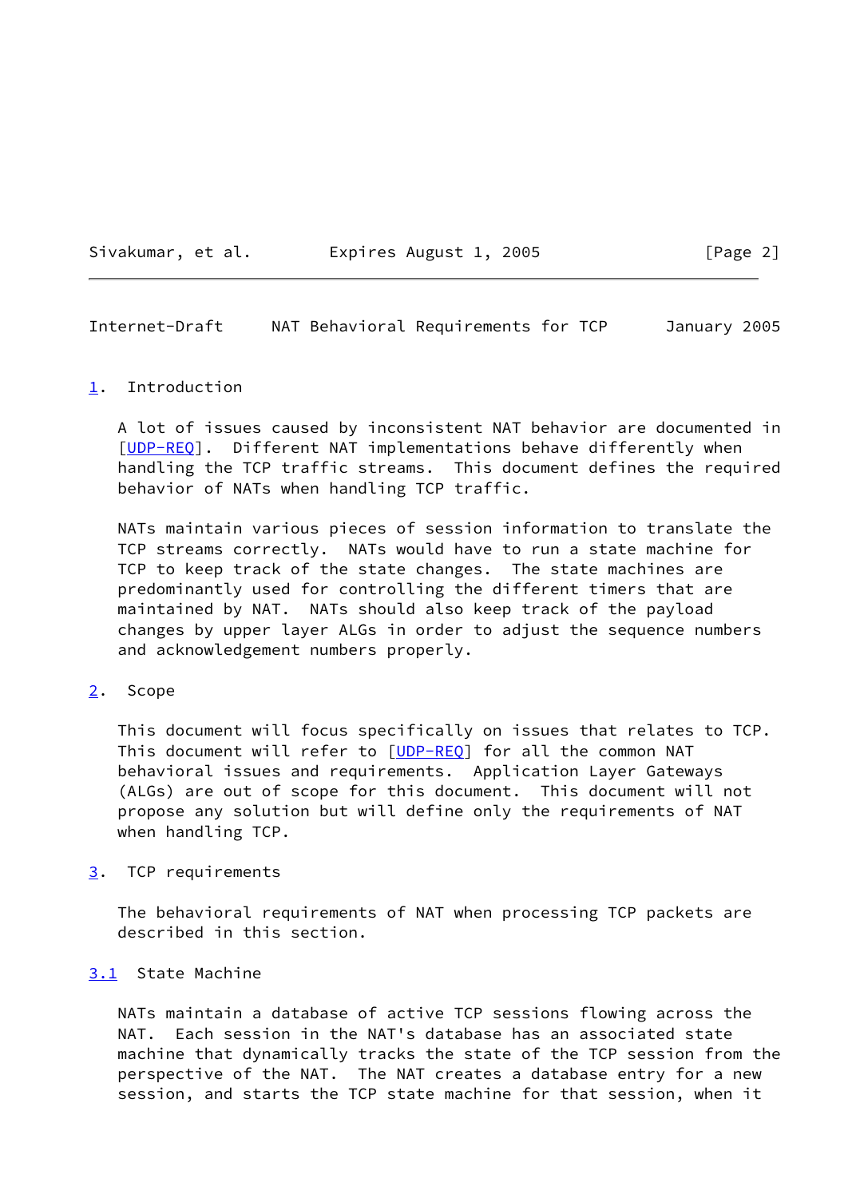## 1. Introduction

A lot of issues caused by inconsistent NAT behavior are documented in [UDP-REQ]. Different NAT implementations behave differently when handling the TCP traffic streams. This document defines the required behavior of NATs when handling TCP traffic.

NATs maintain various pieces of session information to translate the TCP streams correctly. NATs would have to run a state machine for TCP to keep track of the state changes. The state machines are predominantly used for controlling the different timers that are maintained by NAT. NATs should also keep track of the payload changes by upper layer ALGs in order to adjust the sequence numbers and acknowledgement numbers properly.

## 2. Scope

This document will focus specifically on issues that relates to TCP. This document will refer to [UDP-REQ] for all the common NAT behavioral issues and requirements. Application Layer Gateways (ALGs) are out of scope for this document. This document will not propose any solution but will define only the requirements of NAT when handling TCP.

## 3. TCP requirements

The behavioral requirements of NAT when processing TCP packets are described in this section.

### 3.1 State Machine

NATs maintain a database of active TCP sessions flowing across the NAT. Each session in the NAT's database has an associated state machine that dynamically tracks the state of the TCP session from the perspective of the NAT. The NAT creates a database entry for a new session, and starts the TCP state machine for that session, when it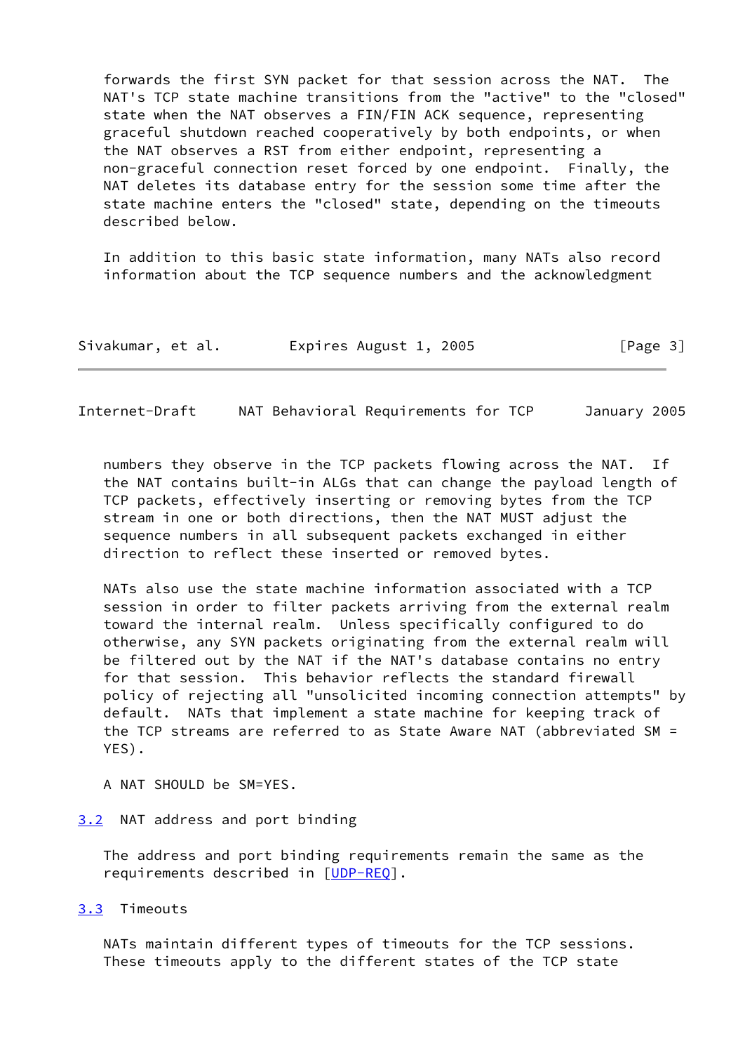forwards the first SYN packet for that session across the NAT. The NAT's TCP state machine transitions from the "active" to the "closed" state when the NAT observes a FIN/FIN ACK sequence, representing graceful shutdown reached cooperatively by both endpoints, or when the NAT observes a RST from either endpoint, representing a non-graceful connection reset forced by one endpoint. Finally, the NAT deletes its database entry for the session some time after the state machine enters the "closed" state, depending on the timeouts described below.

In addition to this basic state information, many NATs also record information about the TCP sequence numbers and the acknowledgment numbers they observe in the TCP packets flowing across the NAT. If the NAT contains built-in ALGs that can change the payload length of TCP packets, effectively inserting or removing bytes from the TCP stream in one or both directions, then the NAT MUST adjust the sequence numbers in all subsequent packets exchanged in either direction to reflect these inserted or removed bytes.

NATs also use the state machine information associated with a TCP session in order to filter packets arriving from the external realm toward the internal realm. Unless specifically configured to do otherwise, any SYN packets originating from the external realm will be filtered out by the NAT if the NAT's database contains no entry for that session. This behavior reflects the standard firewall policy of rejecting all "unsolicited incoming connection attempts" by default. NATs that implement a state machine for keeping track of the TCP streams are referred to as State Aware NAT (abbreviated SM = YES).

A NAT SHOULD be SM=YES.

## 3.2 NAT address and port binding

The address and port binding requirements remain the same as the requirements described in [UDP-REQ].

## 3.3 Timeouts

NATs maintain different types of timeouts for the TCP sessions. These timeouts apply to the different states of the TCP state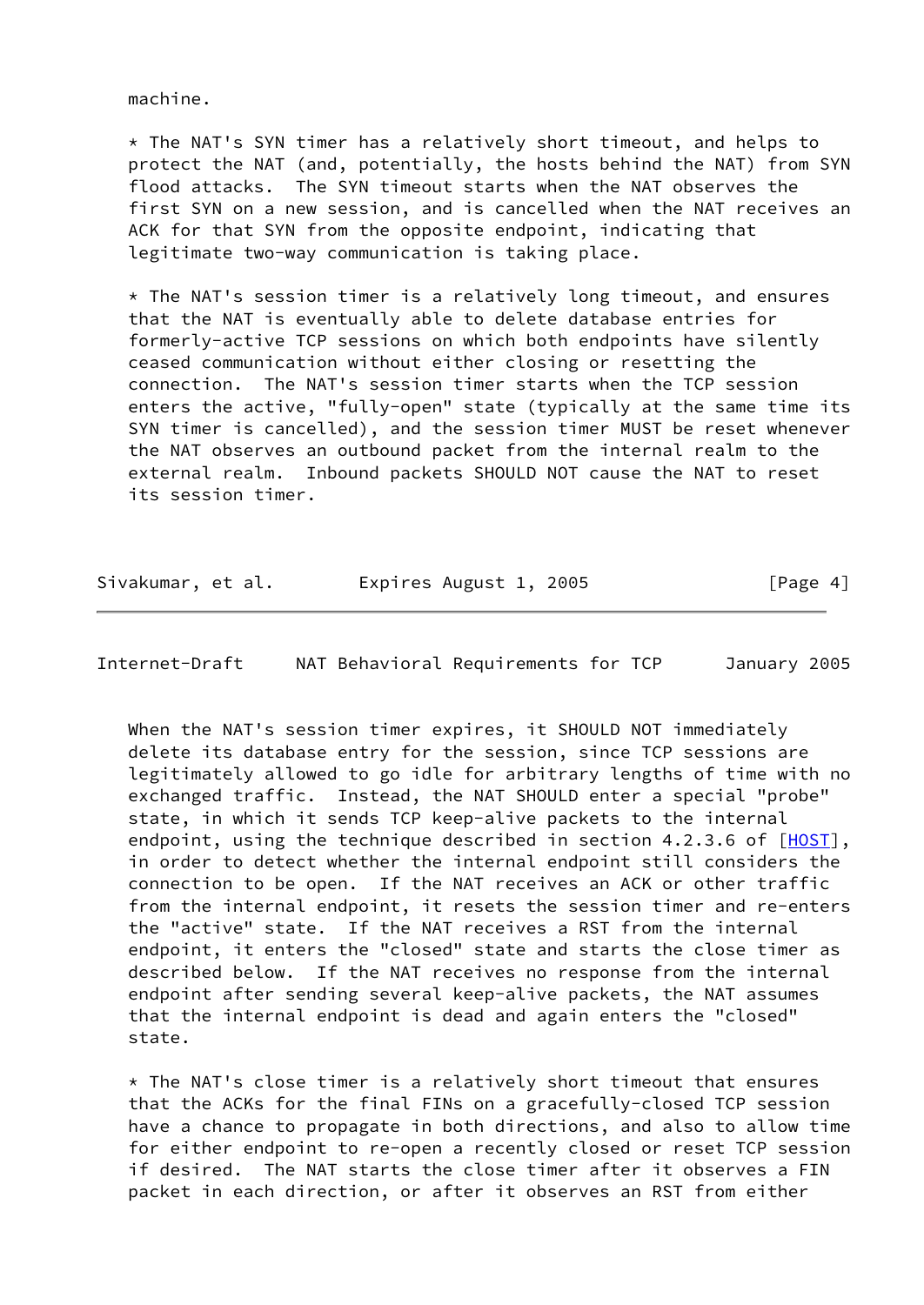machine.

* The NAT's SYN timer has a relatively short timeout, and helps to protect the NAT (and, potentially, the hosts behind the NAT) from SYN flood attacks. The SYN timeout starts when the NAT observes the first SYN on a new session, and is cancelled when the NAT receives an ACK for that SYN from the opposite endpoint, indicating that legitimate two-way communication is taking place.

* The NAT's session timer is a relatively long timeout, and ensures that the NAT is eventually able to delete database entries for formerly-active TCP sessions on which both endpoints have silently ceased communication without either closing or resetting the connection. The NAT's session timer starts when the TCP session enters the active, "fully-open" state (typically at the same time its SYN timer is cancelled), and the session timer MUST be reset whenever the NAT observes an outbound packet from the internal realm to the external realm. Inbound packets SHOULD NOT cause the NAT to reset its session timer.

When the NAT's session timer expires, it SHOULD NOT immediately delete its database entry for the session, since TCP sessions are legitimately allowed to go idle for arbitrary lengths of time with no exchanged traffic. Instead, the NAT SHOULD enter a special "probe" state, in which it sends TCP keep-alive packets to the internal endpoint, using the technique described in section 4.2.3.6 of [HOST], in order to detect whether the internal endpoint still considers the connection to be open. If the NAT receives an ACK or other traffic from the internal endpoint, it resets the session timer and re-enters the "active" state. If the NAT receives a RST from the internal endpoint, it enters the "closed" state and starts the close timer as described below. If the NAT receives no response from the internal endpoint after sending several keep-alive packets, the NAT assumes that the internal endpoint is dead and again enters the "closed" state.

* The NAT's close timer is a relatively short timeout that ensures that the ACKs for the final FINs on a gracefully-closed TCP session have a chance to propagate in both directions, and also to allow time for either endpoint to re-open a recently closed or reset TCP session if desired. The NAT starts the close timer after it observes a FIN packet in each direction, or after it observes an RST from either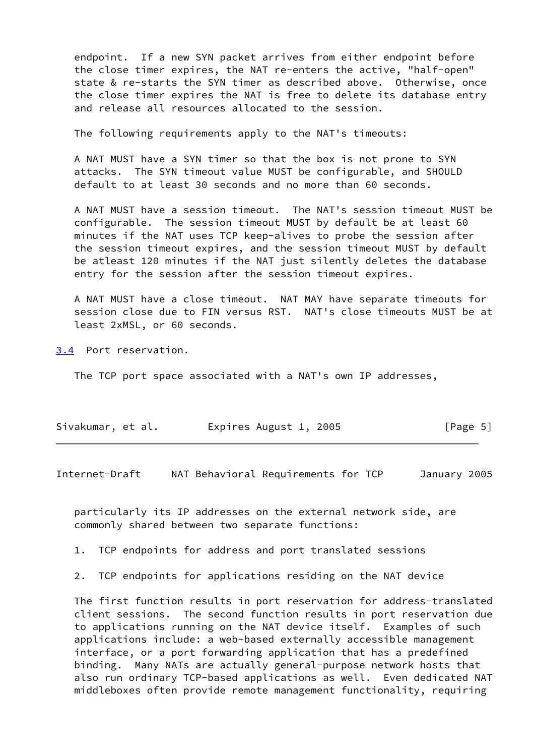endpoint. If a new SYN packet arrives from either endpoint before the close timer expires, the NAT re-enters the active, "half-open" state & re-starts the SYN timer as described above. Otherwise, once the close timer expires the NAT is free to delete its database entry and release all resources allocated to the session.

The following requirements apply to the NAT's timeouts:

A NAT MUST have a SYN timer so that the box is not prone to SYN attacks. The SYN timeout value MUST be configurable, and SHOULD default to at least 30 seconds and no more than 60 seconds.

A NAT MUST have a session timeout. The NAT's session timeout MUST be configurable. The session timeout MUST by default be at least 60 minutes if the NAT uses TCP keep-alives to probe the session after the session timeout expires, and the session timeout MUST by default be atleast 120 minutes if the NAT just silently deletes the database entry for the session after the session timeout expires.

A NAT MUST have a close timeout. NAT MAY have separate timeouts for session close due to FIN versus RST. NAT's close timeouts MUST be at least 2xMSL, or 60 seconds.

### 3.4 Port reservation.

The TCP port space associated with a NAT's own IP addresses, particularly its IP addresses on the external network side, are commonly shared between two separate functions:

1. TCP endpoints for address and port translated sessions

2. TCP endpoints for applications residing on the NAT device

The first function results in port reservation for address-translated client sessions. The second function results in port reservation due to applications running on the NAT device itself. Examples of such applications include: a web-based externally accessible management interface, or a port forwarding application that has a predefined binding. Many NATs are actually general-purpose network hosts that also run ordinary TCP-based applications as well. Even dedicated NAT middleboxes often provide remote management functionality, requiring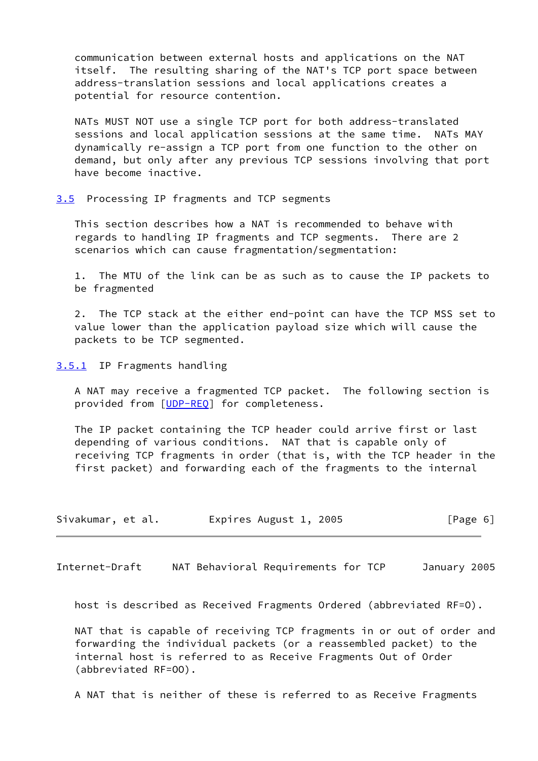communication between external hosts and applications on the NAT itself. The resulting sharing of the NAT's TCP port space between address-translation sessions and local applications creates a potential for resource contention.

NATs MUST NOT use a single TCP port for both address-translated sessions and local application sessions at the same time. NATs MAY dynamically re-assign a TCP port from one function to the other on demand, but only after any previous TCP sessions involving that port have become inactive.

### 3.5 Processing IP fragments and TCP segments

This section describes how a NAT is recommended to behave with regards to handling IP fragments and TCP segments. There are 2 scenarios which can cause fragmentation/segmentation:

1. The MTU of the link can be as such as to cause the IP packets to be fragmented

2. The TCP stack at the either end-point can have the TCP MSS set to value lower than the application payload size which will cause the packets to be TCP segmented.

#### 3.5.1 IP Fragments handling

A NAT may receive a fragmented TCP packet. The following section is provided from [UDP-REQ] for completeness.

The IP packet containing the TCP header could arrive first or last depending of various conditions. NAT that is capable only of receiving TCP fragments in order (that is, with the TCP header in the first packet) and forwarding each of the fragments to the internal host is described as Received Fragments Ordered (abbreviated RF=O).

NAT that is capable of receiving TCP fragments in or out of order and forwarding the individual packets (or a reassembled packet) to the internal host is referred to as Receive Fragments Out of Order (abbreviated RF=OO).

A NAT that is neither of these is referred to as Receive Fragments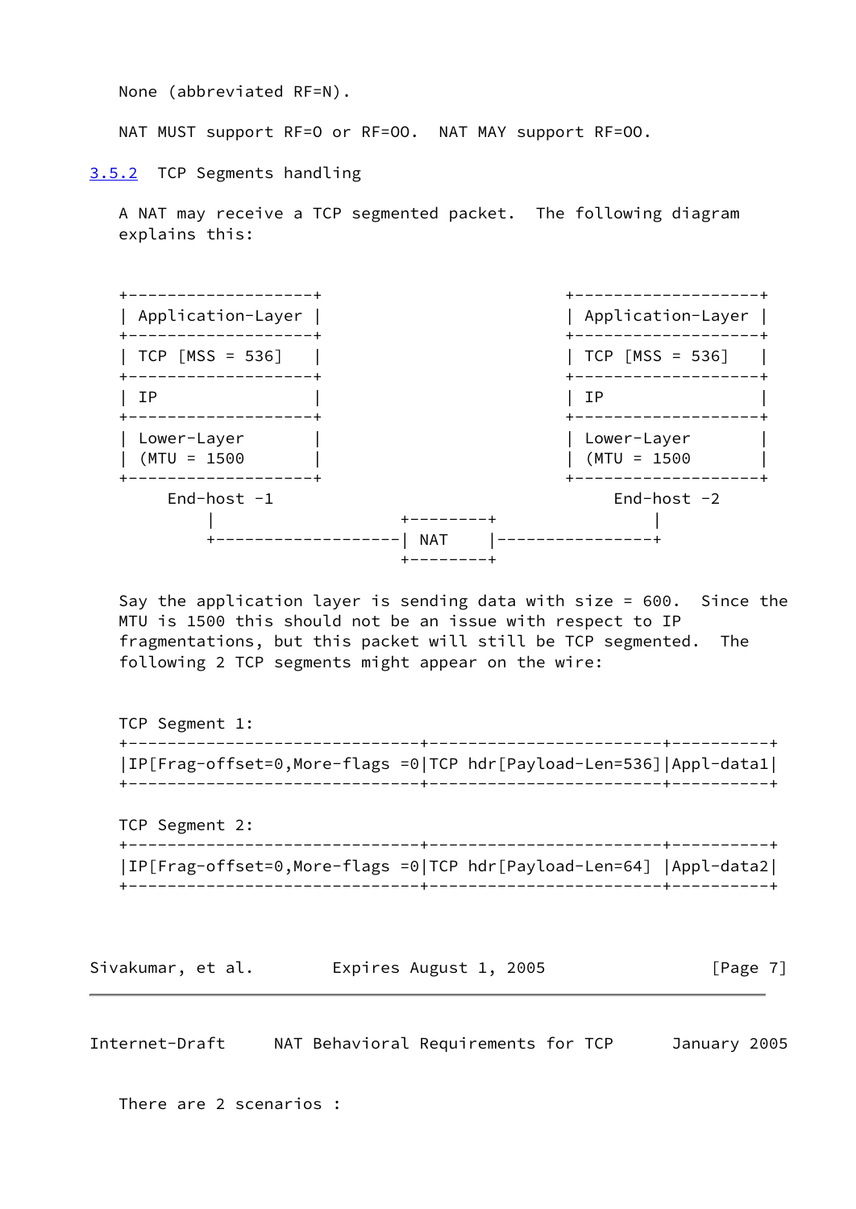None (abbreviated RF=N).

NAT MUST support RF=O or RF=OO. NAT MAY support RF=OO.

### 3.5.2 TCP Segments handling

A NAT may receive a TCP segmented packet. The following diagram explains this:

```
+-------------------+                          +-------------------+
| Application-Layer |                          | Application-Layer |
+-------------------+                          +-------------------+
| TCP [MSS = 536]   |                          | TCP [MSS = 536]   |
+-------------------+                          +-------------------+
| IP                |                          | IP                |
+-------------------+                          +-------------------+
| Lower-Layer       |                          | Lower-Layer       |
| (MTU = 1500       |                          | (MTU = 1500       |
+-------------------+                          +-------------------+
     End-host -1                                    End-host -2
         |                +--------+                     |
         +----------------| NAT    |---------------------+
                          +--------+
```

Say the application layer is sending data with size = 600. Since the MTU is 1500 this should not be an issue with respect to IP fragmentations, but this packet will still be TCP segmented. The following 2 TCP segments might appear on the wire:

```
TCP Segment 1:
+------------------------------+-----------------------+----------+
|IP[Frag-offset=0,More-flags =0|TCP hdr[Payload-Len=536]|Appl-data1|
+------------------------------+-----------------------+----------+

TCP Segment 2:
+------------------------------+-----------------------+----------+
|IP[Frag-offset=0,More-flags =0|TCP hdr[Payload-Len=64] |Appl-data2|
+------------------------------+-----------------------+----------+
```

There are 2 scenarios :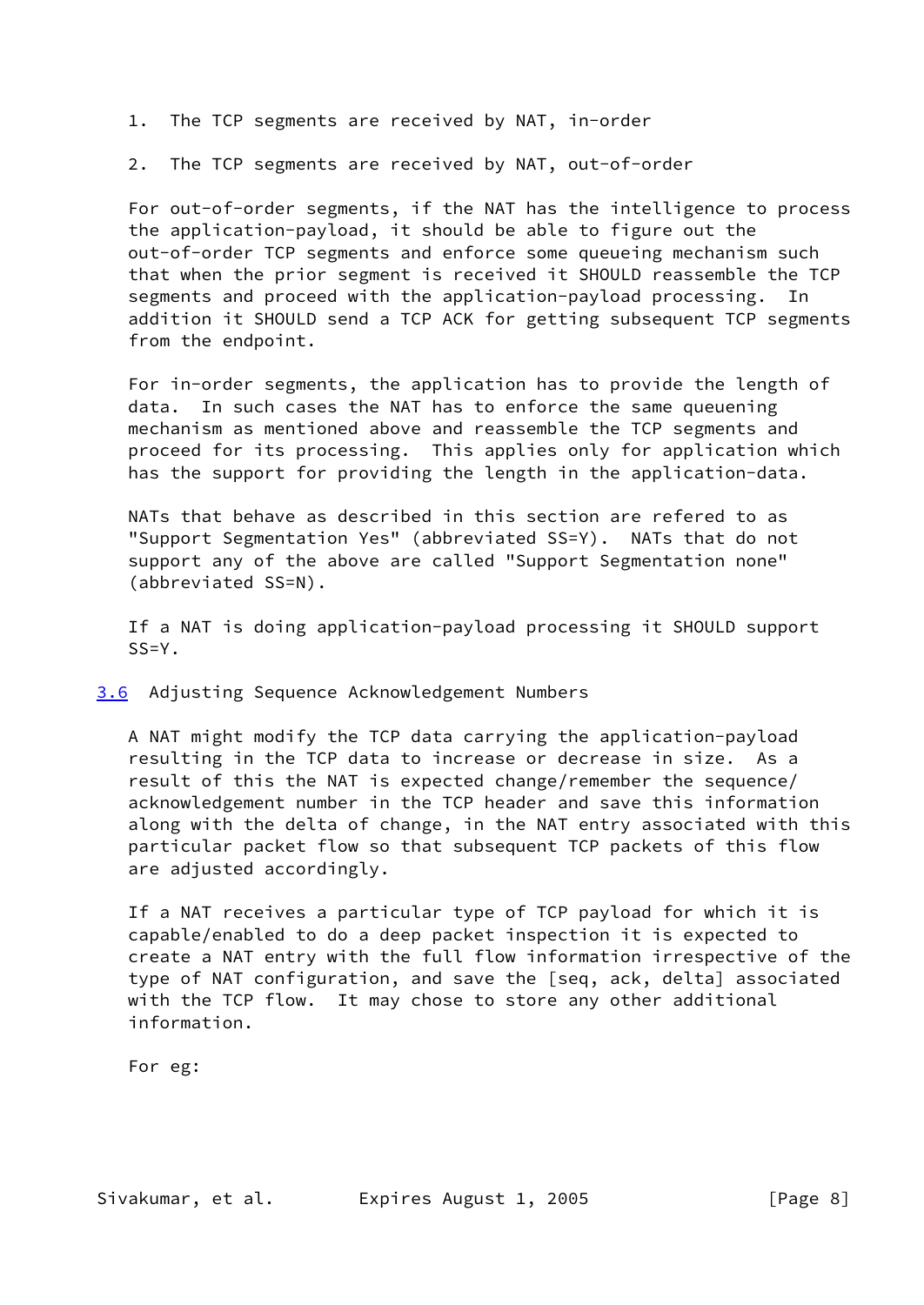1. The TCP segments are received by NAT, in-order

2. The TCP segments are received by NAT, out-of-order

For out-of-order segments, if the NAT has the intelligence to process the application-payload, it should be able to figure out the out-of-order TCP segments and enforce some queueing mechanism such that when the prior segment is received it SHOULD reassemble the TCP segments and proceed with the application-payload processing. In addition it SHOULD send a TCP ACK for getting subsequent TCP segments from the endpoint.

For in-order segments, the application has to provide the length of data. In such cases the NAT has to enforce the same queueing mechanism as mentioned above and reassemble the TCP segments and proceed for its processing. This applies only for application which has the support for providing the length in the application-data.

NATs that behave as described in this section are refered to as "Support Segmentation Yes" (abbreviated SS=Y). NATs that do not support any of the above are called "Support Segmentation none" (abbreviated SS=N).

If a NAT is doing application-payload processing it SHOULD support SS=Y.

### 3.6 Adjusting Sequence Acknowledgement Numbers

A NAT might modify the TCP data carrying the application-payload resulting in the TCP data to increase or decrease in size. As a result of this the NAT is expected change/remember the sequence/acknowledgement number in the TCP header and save this information along with the delta of change, in the NAT entry associated with this particular packet flow so that subsequent TCP packets of this flow are adjusted accordingly.

If a NAT receives a particular type of TCP payload for which it is capable/enabled to do a deep packet inspection it is expected to create a NAT entry with the full flow information irrespective of the type of NAT configuration, and save the [seq, ack, delta] associated with the TCP flow. It may chose to store any other additional information.

For eg: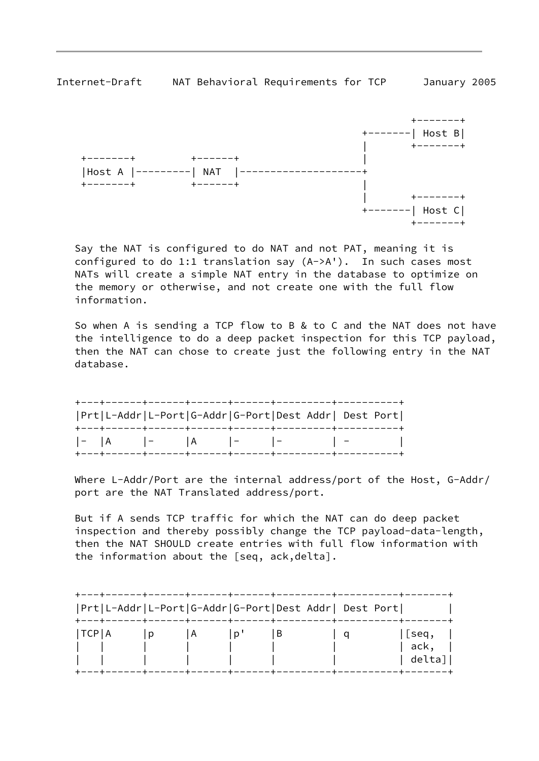```
                                                  +-------+
                                          +-------| Host B|
                                          |       +-------+
 +-------+         +------+               |
 |Host A |---------| NAT  |---------------------+
 +-------+         +------+               |
                                          |       +-------+
                                          +-------| Host C|
                                                  +-------+
```

Say the NAT is configured to do NAT and not PAT, meaning it is configured to do 1:1 translation say (A->A'). In such cases most NATs will create a simple NAT entry in the database to optimize on the memory or otherwise, and not create one with the full flow information.

So when A is sending a TCP flow to B & to C and the NAT does not have the intelligence to do a deep packet inspection for this TCP payload, then the NAT can chose to create just the following entry in the NAT database.

| Prt | L-Addr | L-Port | G-Addr | G-Port | Dest Addr | Dest Port |
|---|---|---|---|---|---|---|
| - | A | - | A | - | - | - |

Where L-Addr/Port are the internal address/port of the Host, G-Addr/port are the NAT Translated address/port.

But if A sends TCP traffic for which the NAT can do deep packet inspection and thereby possibly change the TCP payload-data-length, then the NAT SHOULD create entries with full flow information with the information about the [seq, ack,delta].

| Prt | L-Addr | L-Port | G-Addr | G-Port | Dest Addr | Dest Port | |
|---|---|---|---|---|---|---|---|
| TCP | A | p | A | p' | B | q | [seq, ack, delta] |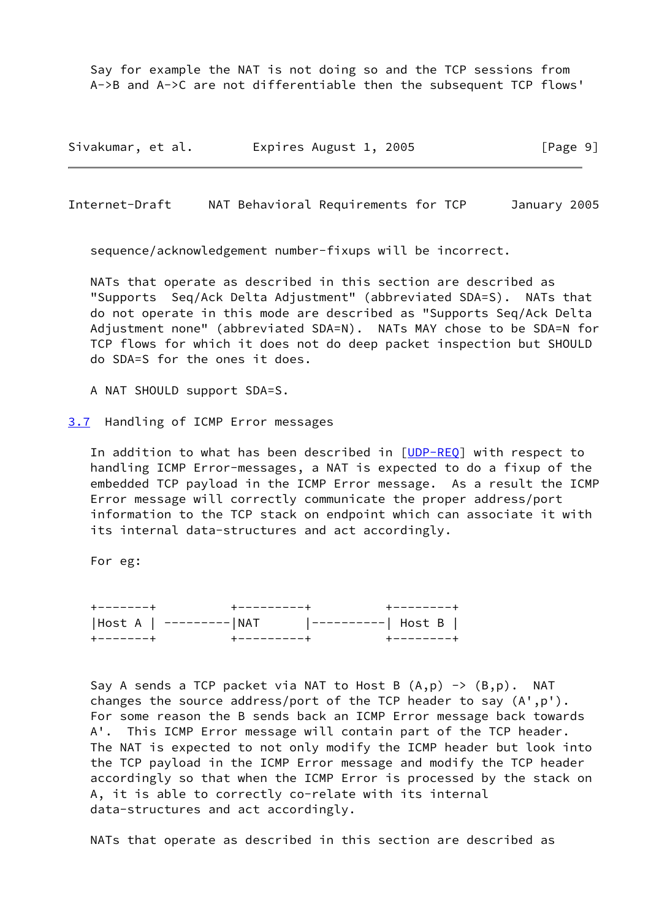Say for example the NAT is not doing so and the TCP sessions from A->B and A->C are not differentiable then the subsequent TCP flows' sequence/acknowledgement number-fixups will be incorrect.

NATs that operate as described in this section are described as "Supports Seq/Ack Delta Adjustment" (abbreviated SDA=S). NATs that do not operate in this mode are described as "Supports Seq/Ack Delta Adjustment none" (abbreviated SDA=N). NATs MAY chose to be SDA=N for TCP flows for which it does not do deep packet inspection but SHOULD do SDA=S for the ones it does.

A NAT SHOULD support SDA=S.

## 3.7 Handling of ICMP Error messages

In addition to what has been described in [UDP-REQ] with respect to handling ICMP Error-messages, a NAT is expected to do a fixup of the embedded TCP payload in the ICMP Error message. As a result the ICMP Error message will correctly communicate the proper address/port information to the TCP stack on endpoint which can associate it with its internal data-structures and act accordingly.

For eg:

```
+-------+          +----------+          +---------+
|Host A | ---------|NAT       |----------| Host B |
+-------+          +----------+          +---------+
```

Say A sends a TCP packet via NAT to Host B (A,p) -> (B,p). NAT changes the source address/port of the TCP header to say (A',p'). For some reason the B sends back an ICMP Error message back towards A'. This ICMP Error message will contain part of the TCP header. The NAT is expected to not only modify the ICMP header but look into the TCP payload in the ICMP Error message and modify the TCP header accordingly so that when the ICMP Error is processed by the stack on A, it is able to correctly co-relate with its internal data-structures and act accordingly.

NATs that operate as described in this section are described as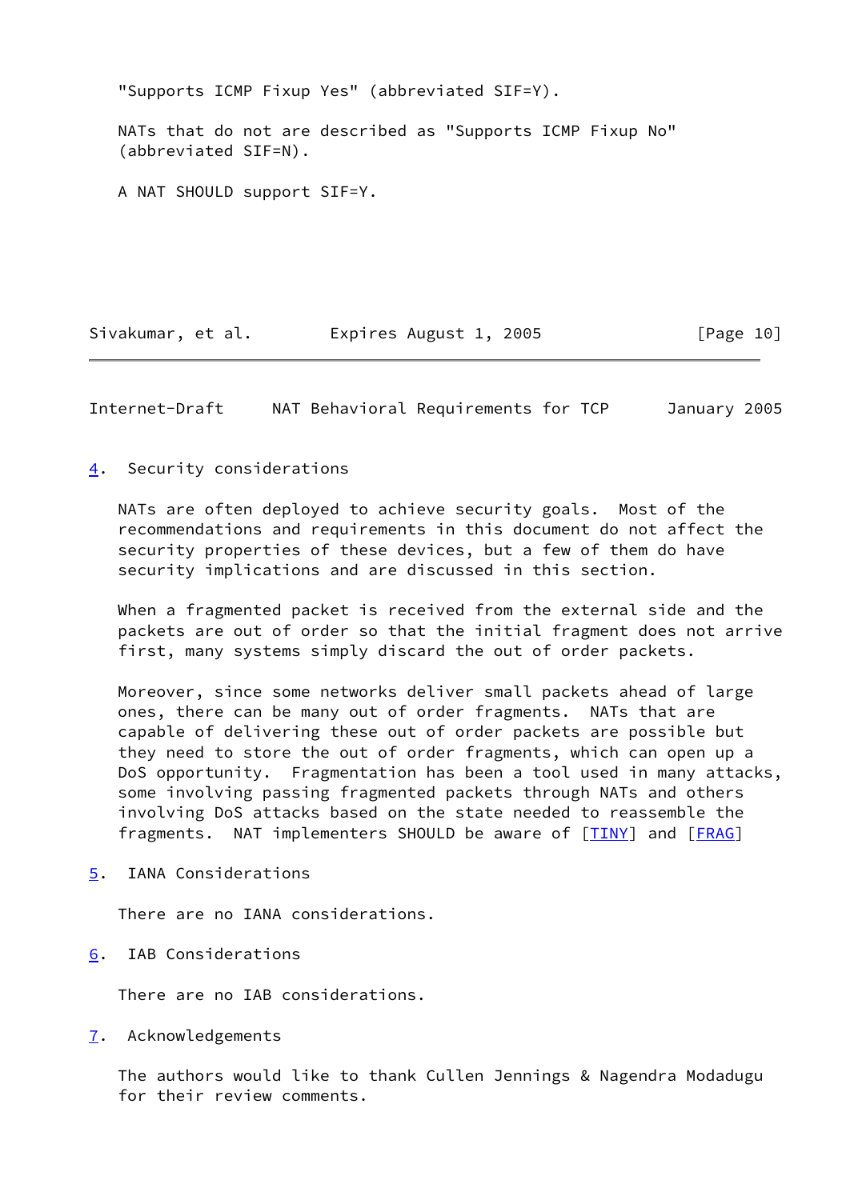"Supports ICMP Fixup Yes" (abbreviated SIF=Y).

NATs that do not are described as "Supports ICMP Fixup No" (abbreviated SIF=N).

A NAT SHOULD support SIF=Y.

## 4. Security considerations

NATs are often deployed to achieve security goals. Most of the recommendations and requirements in this document do not affect the security properties of these devices, but a few of them do have security implications and are discussed in this section.

When a fragmented packet is received from the external side and the packets are out of order so that the initial fragment does not arrive first, many systems simply discard the out of order packets.

Moreover, since some networks deliver small packets ahead of large ones, there can be many out of order fragments. NATs that are capable of delivering these out of order packets are possible but they need to store the out of order fragments, which can open up a DoS opportunity. Fragmentation has been a tool used in many attacks, some involving passing fragmented packets through NATs and others involving DoS attacks based on the state needed to reassemble the fragments. NAT implementers SHOULD be aware of [TINY] and [FRAG]

## 5. IANA Considerations

There are no IANA considerations.

## 6. IAB Considerations

There are no IAB considerations.

## 7. Acknowledgements

The authors would like to thank Cullen Jennings & Nagendra Modadugu for their review comments.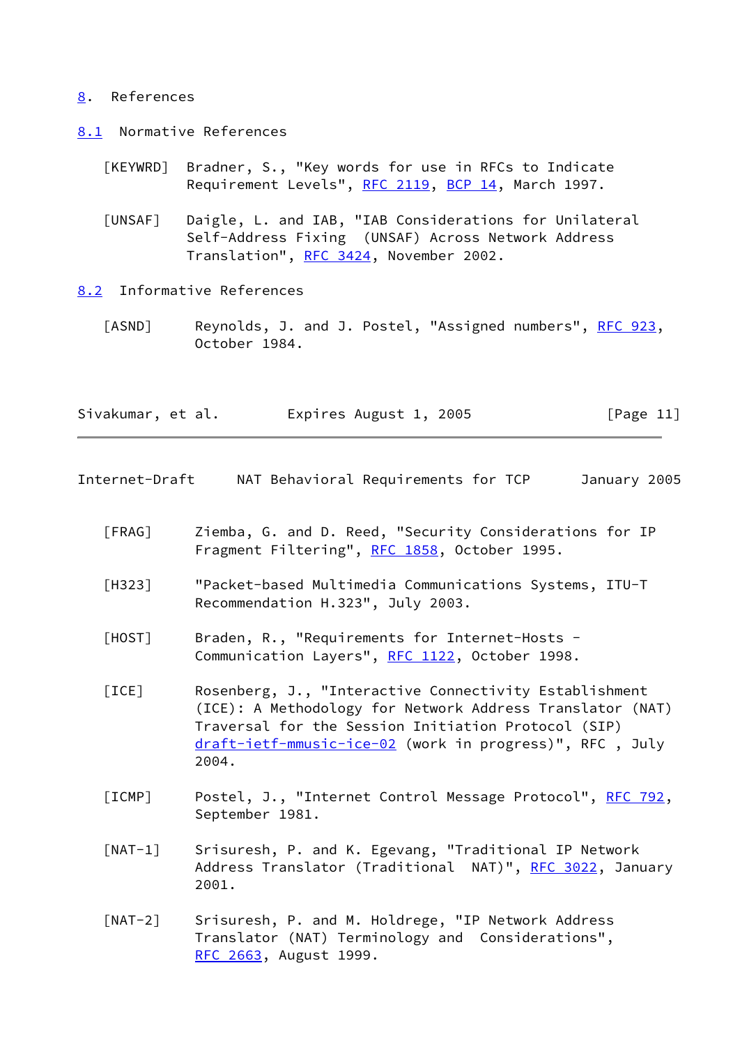# 8. References

## 8.1 Normative References

[KEYWRD] Bradner, S., "Key words for use in RFCs to Indicate Requirement Levels", RFC 2119, BCP 14, March 1997.

[UNSAF] Daigle, L. and IAB, "IAB Considerations for Unilateral Self-Address Fixing (UNSAF) Across Network Address Translation", RFC 3424, November 2002.

## 8.2 Informative References

[ASND] Reynolds, J. and J. Postel, "Assigned numbers", RFC 923, October 1984.

[FRAG] Ziemba, G. and D. Reed, "Security Considerations for IP Fragment Filtering", RFC 1858, October 1995.

[H323] "Packet-based Multimedia Communications Systems, ITU-T Recommendation H.323", July 2003.

[HOST] Braden, R., "Requirements for Internet-Hosts - Communication Layers", RFC 1122, October 1998.

[ICE] Rosenberg, J., "Interactive Connectivity Establishment (ICE): A Methodology for Network Address Translator (NAT) Traversal for the Session Initiation Protocol (SIP) draft-ietf-mmusic-ice-02 (work in progress)", RFC , July 2004.

[ICMP] Postel, J., "Internet Control Message Protocol", RFC 792, September 1981.

[NAT-1] Srisuresh, P. and K. Egevang, "Traditional IP Network Address Translator (Traditional NAT)", RFC 3022, January 2001.

[NAT-2] Srisuresh, P. and M. Holdrege, "IP Network Address Translator (NAT) Terminology and Considerations", RFC 2663, August 1999.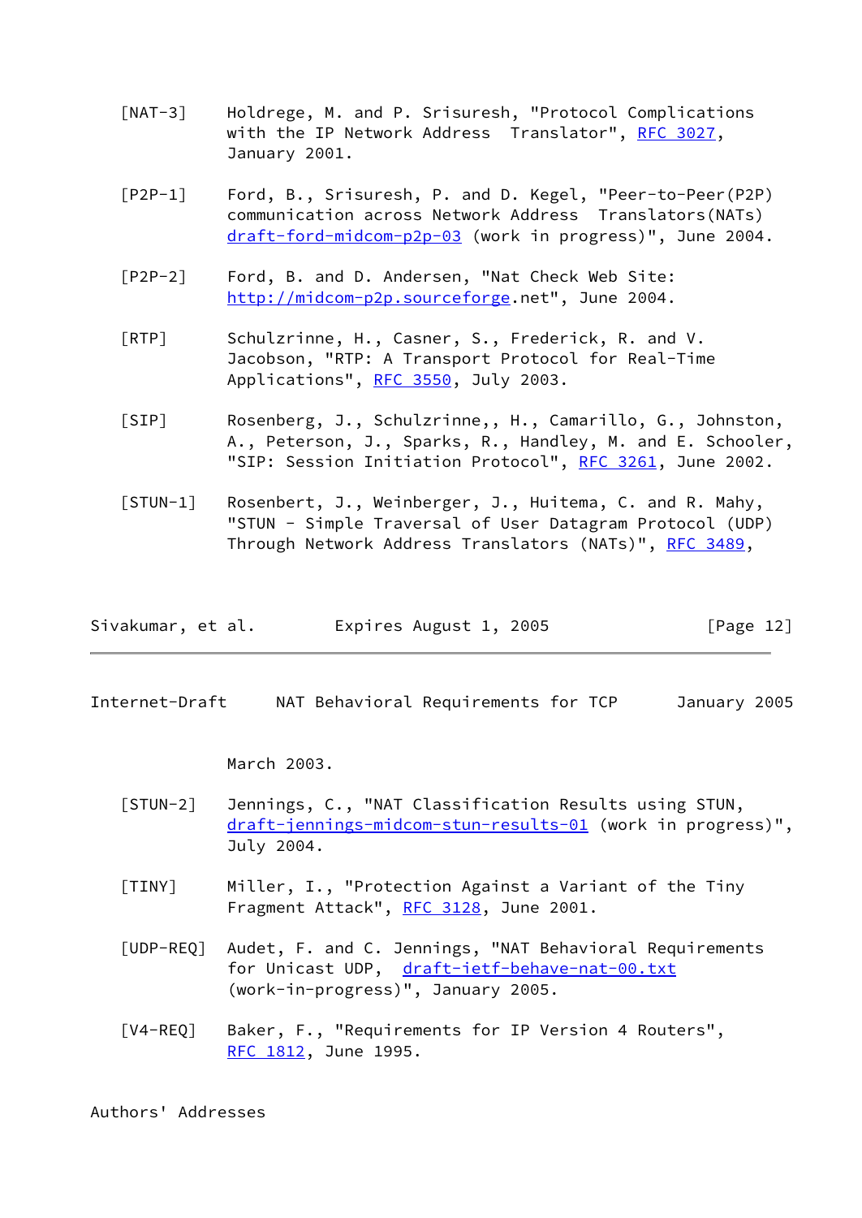[NAT-3] Holdrege, M. and P. Srisuresh, "Protocol Complications with the IP Network Address Translator", RFC 3027, January 2001.

[P2P-1] Ford, B., Srisuresh, P. and D. Kegel, "Peer-to-Peer(P2P) communication across Network Address Translators(NATs) draft-ford-midcom-p2p-03 (work in progress)", June 2004.

[P2P-2] Ford, B. and D. Andersen, "Nat Check Web Site: http://midcom-p2p.sourceforge.net", June 2004.

[RTP] Schulzrinne, H., Casner, S., Frederick, R. and V. Jacobson, "RTP: A Transport Protocol for Real-Time Applications", RFC 3550, July 2003.

[SIP] Rosenberg, J., Schulzrinne,, H., Camarillo, G., Johnston, A., Peterson, J., Sparks, R., Handley, M. and E. Schooler, "SIP: Session Initiation Protocol", RFC 3261, June 2002.

[STUN-1] Rosenbert, J., Weinberger, J., Huitema, C. and R. Mahy, "STUN - Simple Traversal of User Datagram Protocol (UDP) Through Network Address Translators (NATs)", RFC 3489, March 2003.

[STUN-2] Jennings, C., "NAT Classification Results using STUN, draft-jennings-midcom-stun-results-01 (work in progress)", July 2004.

[TINY] Miller, I., "Protection Against a Variant of the Tiny Fragment Attack", RFC 3128, June 2001.

[UDP-REQ] Audet, F. and C. Jennings, "NAT Behavioral Requirements for Unicast UDP, draft-ietf-behave-nat-00.txt (work-in-progress)", January 2005.

[V4-REQ] Baker, F., "Requirements for IP Version 4 Routers", RFC 1812, June 1995.

Authors' Addresses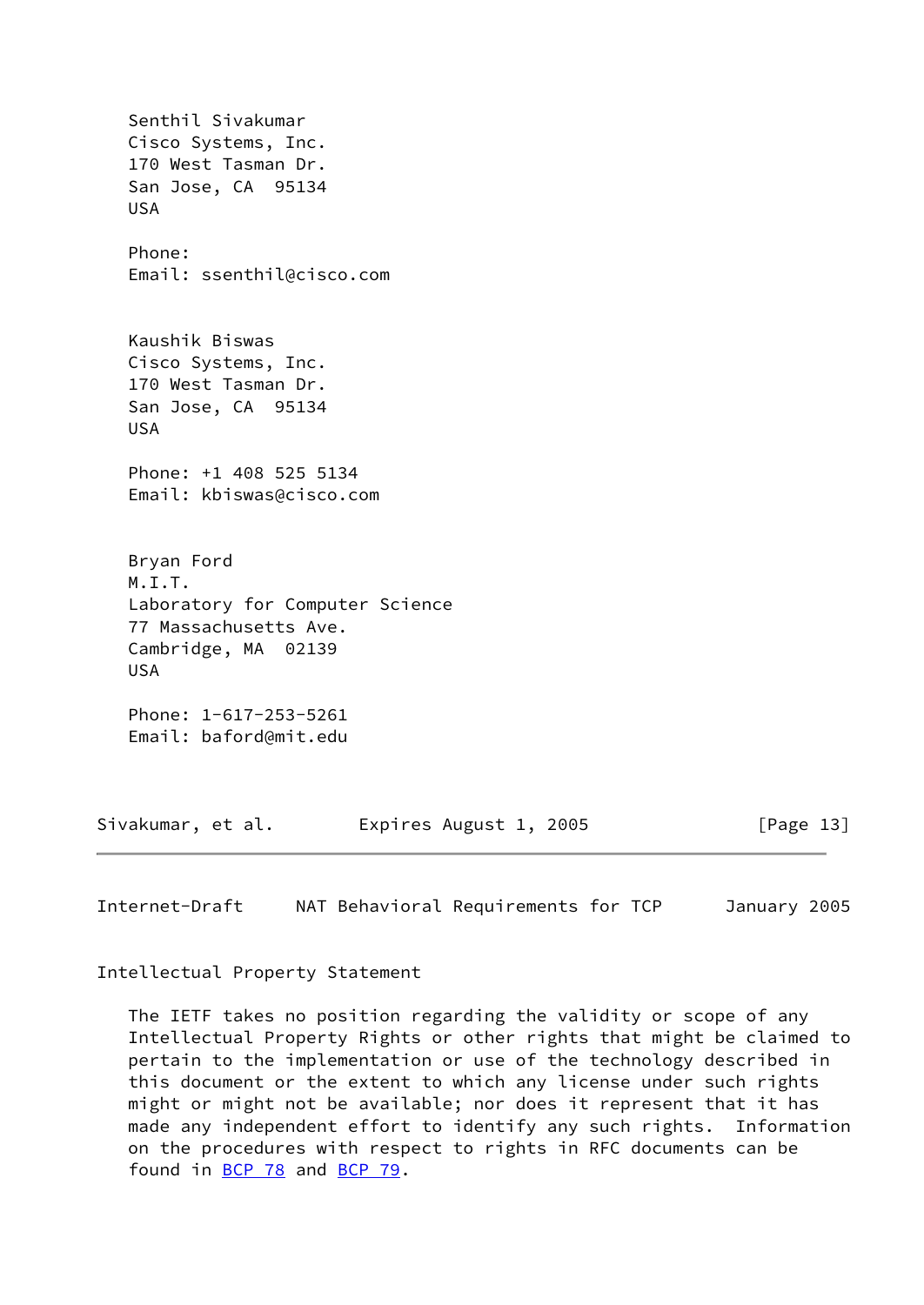Senthil Sivakumar
Cisco Systems, Inc.
170 West Tasman Dr.
San Jose, CA  95134
USA

Phone:
Email: ssenthil@cisco.com

Kaushik Biswas
Cisco Systems, Inc.
170 West Tasman Dr.
San Jose, CA  95134
USA

Phone: +1 408 525 5134
Email: kbiswas@cisco.com

Bryan Ford
M.I.T.
Laboratory for Computer Science
77 Massachusetts Ave.
Cambridge, MA  02139
USA

Phone: 1-617-253-5261
Email: baford@mit.edu

## Intellectual Property Statement

The IETF takes no position regarding the validity or scope of any Intellectual Property Rights or other rights that might be claimed to pertain to the implementation or use of the technology described in this document or the extent to which any license under such rights might or might not be available; nor does it represent that it has made any independent effort to identify any such rights. Information on the procedures with respect to rights in RFC documents can be found in BCP 78 and BCP 79.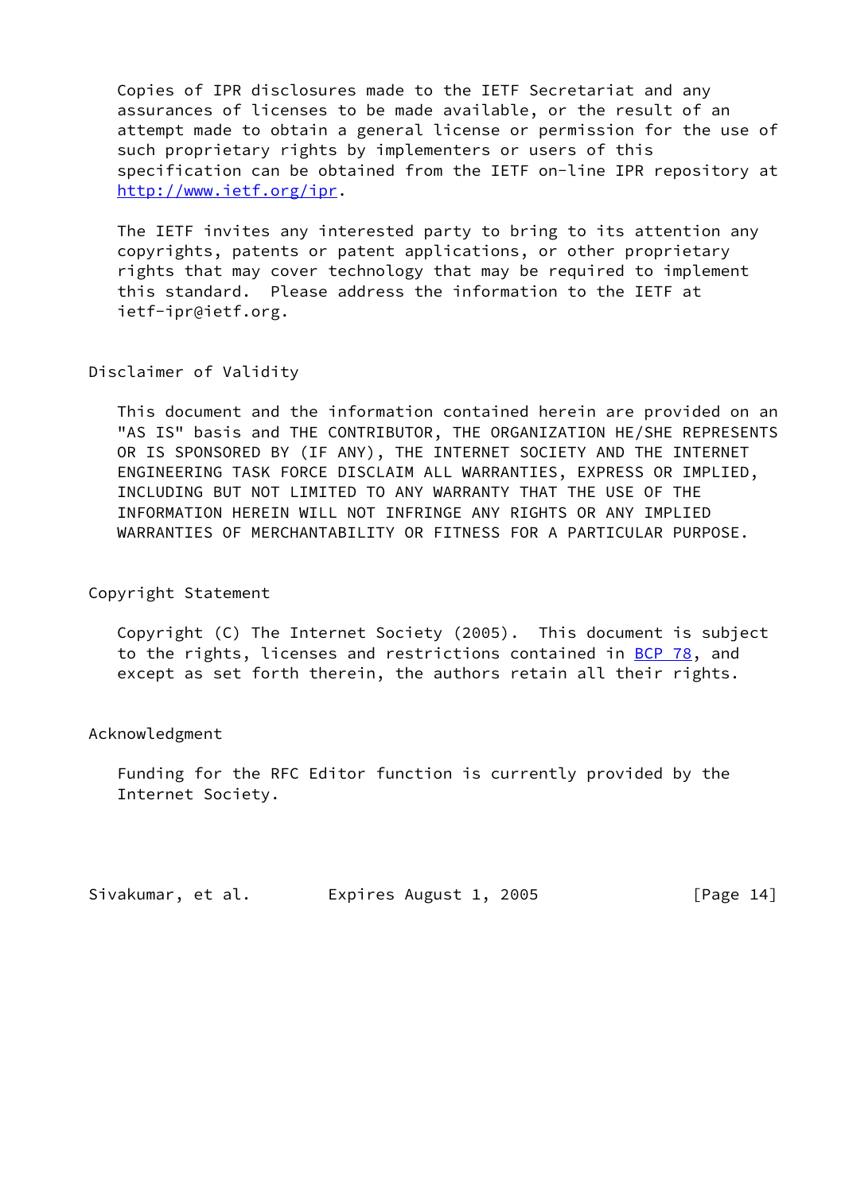Copies of IPR disclosures made to the IETF Secretariat and any assurances of licenses to be made available, or the result of an attempt made to obtain a general license or permission for the use of such proprietary rights by implementers or users of this specification can be obtained from the IETF on-line IPR repository at http://www.ietf.org/ipr.

The IETF invites any interested party to bring to its attention any copyrights, patents or patent applications, or other proprietary rights that may cover technology that may be required to implement this standard. Please address the information to the IETF at ietf-ipr@ietf.org.

## Disclaimer of Validity

This document and the information contained herein are provided on an "AS IS" basis and THE CONTRIBUTOR, THE ORGANIZATION HE/SHE REPRESENTS OR IS SPONSORED BY (IF ANY), THE INTERNET SOCIETY AND THE INTERNET ENGINEERING TASK FORCE DISCLAIM ALL WARRANTIES, EXPRESS OR IMPLIED, INCLUDING BUT NOT LIMITED TO ANY WARRANTY THAT THE USE OF THE INFORMATION HEREIN WILL NOT INFRINGE ANY RIGHTS OR ANY IMPLIED WARRANTIES OF MERCHANTABILITY OR FITNESS FOR A PARTICULAR PURPOSE.

## Copyright Statement

Copyright (C) The Internet Society (2005). This document is subject to the rights, licenses and restrictions contained in BCP 78, and except as set forth therein, the authors retain all their rights.

## Acknowledgment

Funding for the RFC Editor function is currently provided by the Internet Society.